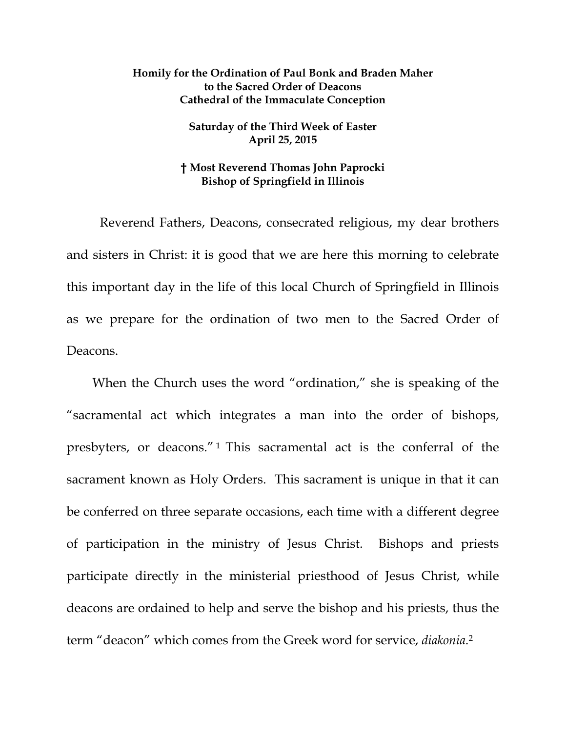**Homily for the Ordination of Paul Bonk and Braden Maher to the Sacred Order of Deacons**
**Cathedral of the Immaculate Conception**

**Saturday of the Third Week of Easter**
**April 25, 2015**

**† Most Reverend Thomas John Paprocki**
**Bishop of Springfield in Illinois**

Reverend Fathers, Deacons, consecrated religious, my dear brothers and sisters in Christ: it is good that we are here this morning to celebrate this important day in the life of this local Church of Springfield in Illinois as we prepare for the ordination of two men to the Sacred Order of Deacons.

When the Church uses the word "ordination," she is speaking of the "sacramental act which integrates a man into the order of bishops, presbyters, or deacons."[1] This sacramental act is the conferral of the sacrament known as Holy Orders. This sacrament is unique in that it can be conferred on three separate occasions, each time with a different degree of participation in the ministry of Jesus Christ. Bishops and priests participate directly in the ministerial priesthood of Jesus Christ, while deacons are ordained to help and serve the bishop and his priests, thus the term "deacon" which comes from the Greek word for service, *diakonia*.[2]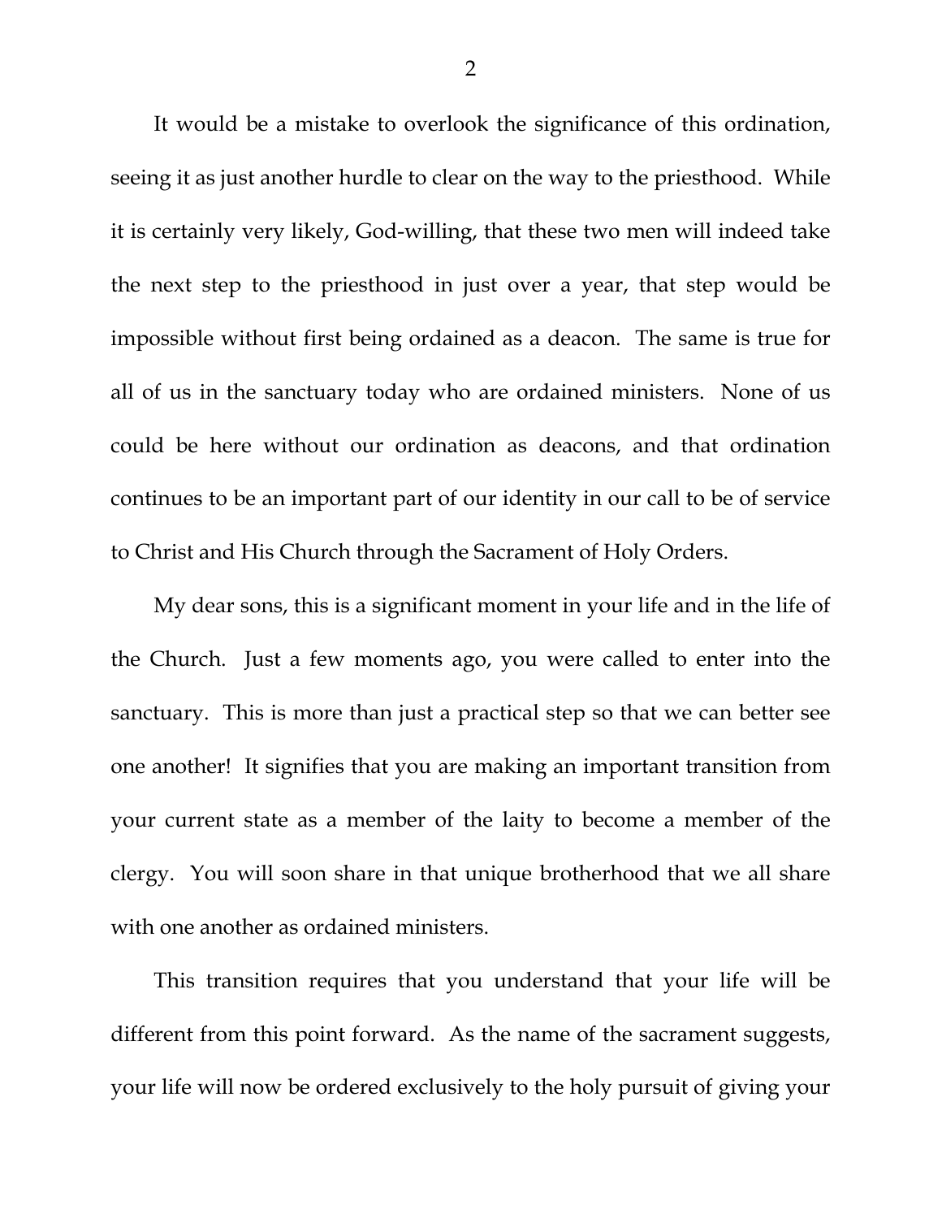It would be a mistake to overlook the significance of this ordination, seeing it as just another hurdle to clear on the way to the priesthood. While it is certainly very likely, God-willing, that these two men will indeed take the next step to the priesthood in just over a year, that step would be impossible without first being ordained as a deacon. The same is true for all of us in the sanctuary today who are ordained ministers. None of us could be here without our ordination as deacons, and that ordination continues to be an important part of our identity in our call to be of service to Christ and His Church through the Sacrament of Holy Orders.

My dear sons, this is a significant moment in your life and in the life of the Church. Just a few moments ago, you were called to enter into the sanctuary. This is more than just a practical step so that we can better see one another! It signifies that you are making an important transition from your current state as a member of the laity to become a member of the clergy. You will soon share in that unique brotherhood that we all share with one another as ordained ministers.

This transition requires that you understand that your life will be different from this point forward. As the name of the sacrament suggests, your life will now be ordered exclusively to the holy pursuit of giving your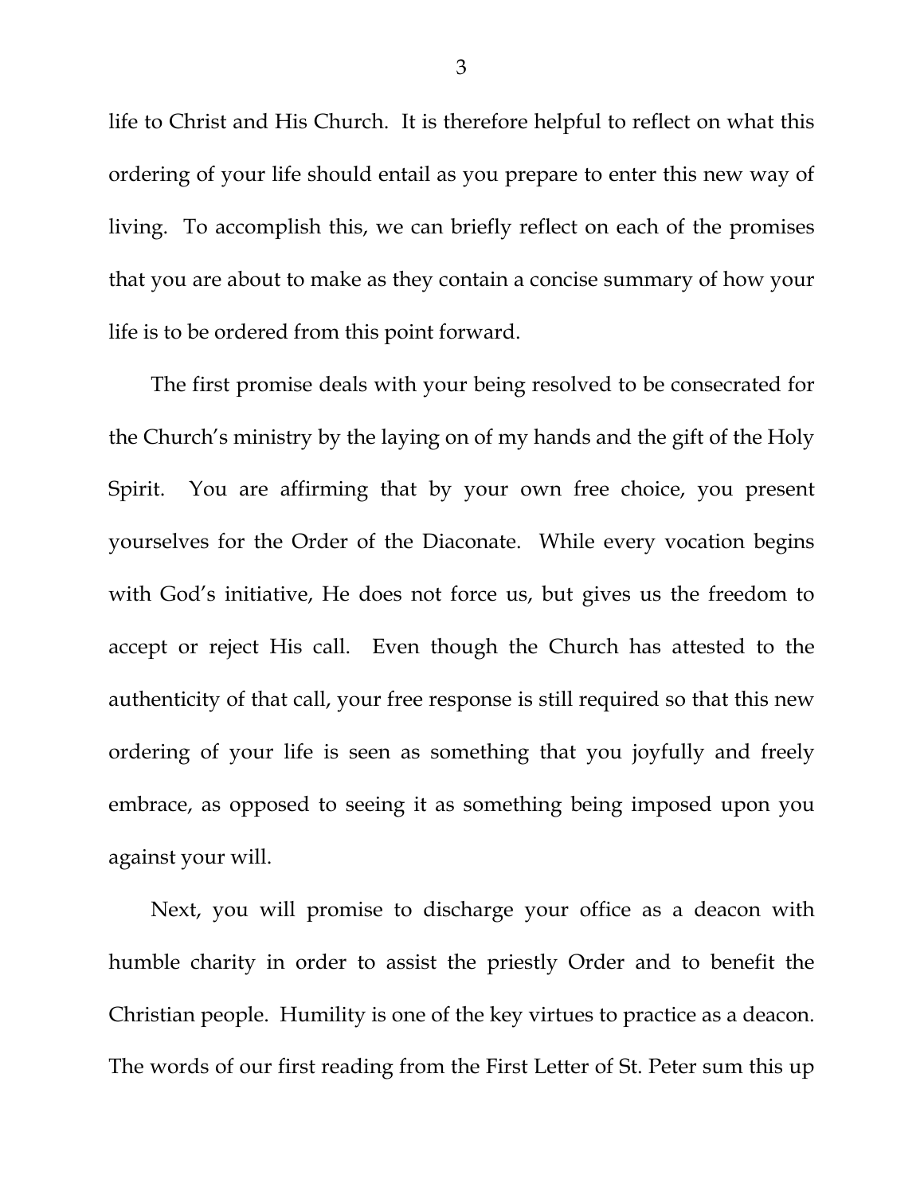life to Christ and His Church. It is therefore helpful to reflect on what this ordering of your life should entail as you prepare to enter this new way of living. To accomplish this, we can briefly reflect on each of the promises that you are about to make as they contain a concise summary of how your life is to be ordered from this point forward.

The first promise deals with your being resolved to be consecrated for the Church's ministry by the laying on of my hands and the gift of the Holy Spirit. You are affirming that by your own free choice, you present yourselves for the Order of the Diaconate. While every vocation begins with God's initiative, He does not force us, but gives us the freedom to accept or reject His call. Even though the Church has attested to the authenticity of that call, your free response is still required so that this new ordering of your life is seen as something that you joyfully and freely embrace, as opposed to seeing it as something being imposed upon you against your will.

Next, you will promise to discharge your office as a deacon with humble charity in order to assist the priestly Order and to benefit the Christian people. Humility is one of the key virtues to practice as a deacon. The words of our first reading from the First Letter of St. Peter sum this up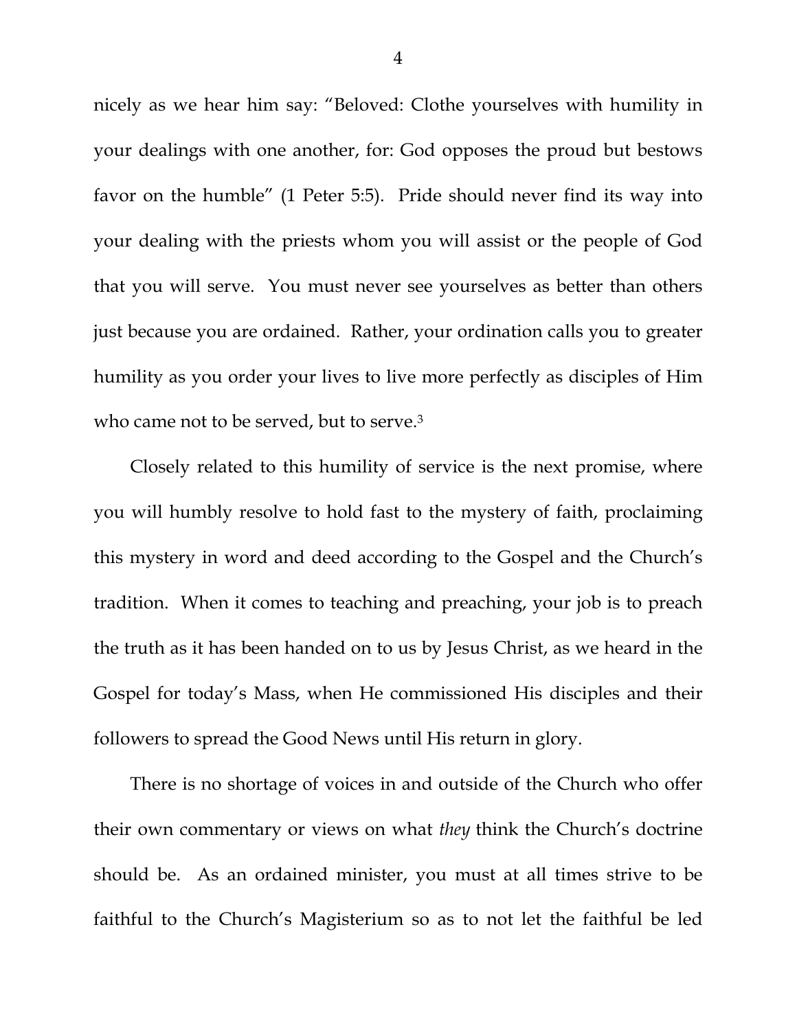nicely as we hear him say: "Beloved: Clothe yourselves with humility in your dealings with one another, for: God opposes the proud but bestows favor on the humble" (1 Peter 5:5). Pride should never find its way into your dealing with the priests whom you will assist or the people of God that you will serve. You must never see yourselves as better than others just because you are ordained. Rather, your ordination calls you to greater humility as you order your lives to live more perfectly as disciples of Him who came not to be served, but to serve.[3]

Closely related to this humility of service is the next promise, where you will humbly resolve to hold fast to the mystery of faith, proclaiming this mystery in word and deed according to the Gospel and the Church's tradition. When it comes to teaching and preaching, your job is to preach the truth as it has been handed on to us by Jesus Christ, as we heard in the Gospel for today's Mass, when He commissioned His disciples and their followers to spread the Good News until His return in glory.

There is no shortage of voices in and outside of the Church who offer their own commentary or views on what *they* think the Church's doctrine should be. As an ordained minister, you must at all times strive to be faithful to the Church's Magisterium so as to not let the faithful be led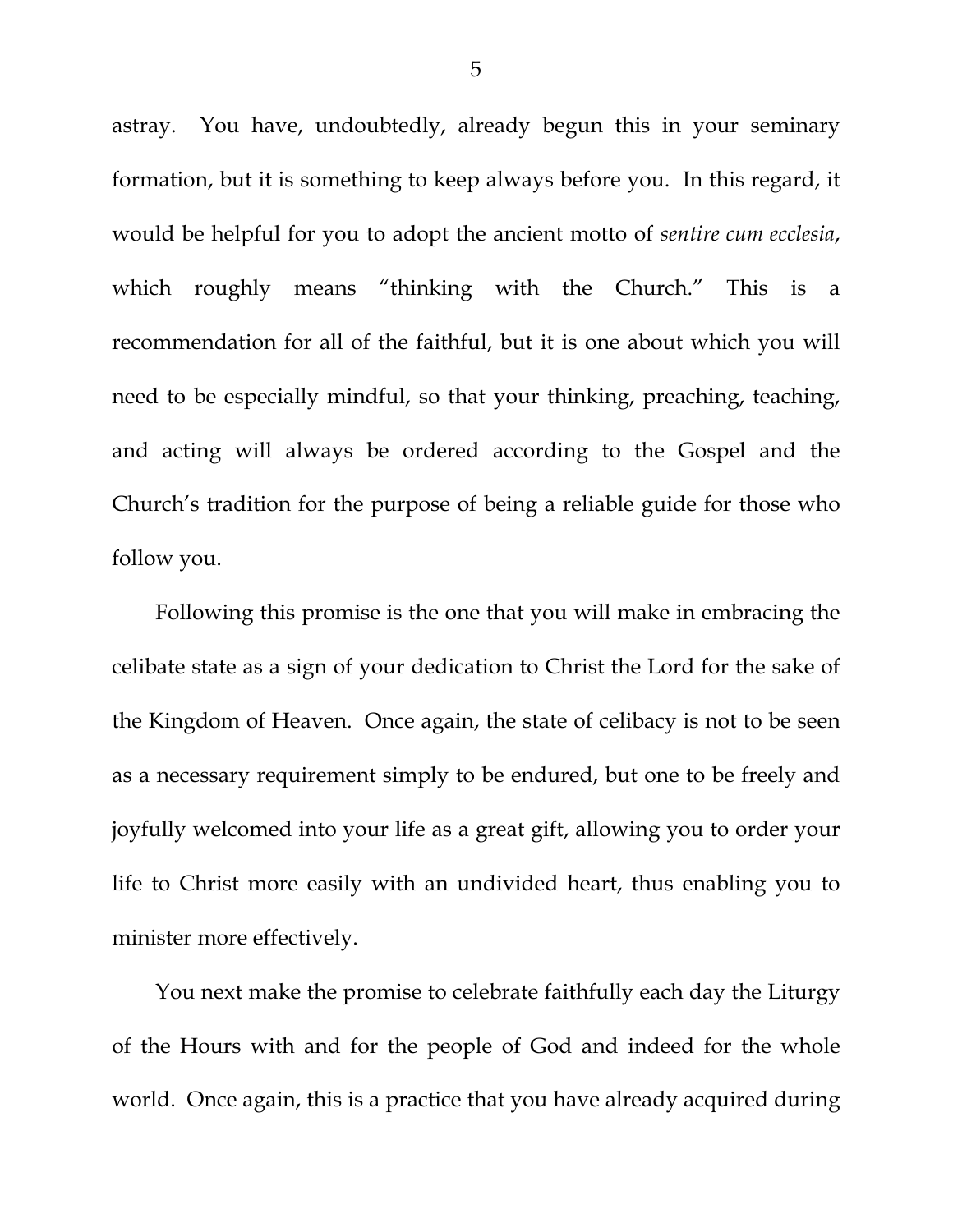astray. You have, undoubtedly, already begun this in your seminary formation, but it is something to keep always before you. In this regard, it would be helpful for you to adopt the ancient motto of *sentire cum ecclesia*, which roughly means "thinking with the Church." This is a recommendation for all of the faithful, but it is one about which you will need to be especially mindful, so that your thinking, preaching, teaching, and acting will always be ordered according to the Gospel and the Church's tradition for the purpose of being a reliable guide for those who follow you.

Following this promise is the one that you will make in embracing the celibate state as a sign of your dedication to Christ the Lord for the sake of the Kingdom of Heaven. Once again, the state of celibacy is not to be seen as a necessary requirement simply to be endured, but one to be freely and joyfully welcomed into your life as a great gift, allowing you to order your life to Christ more easily with an undivided heart, thus enabling you to minister more effectively.

You next make the promise to celebrate faithfully each day the Liturgy of the Hours with and for the people of God and indeed for the whole world. Once again, this is a practice that you have already acquired during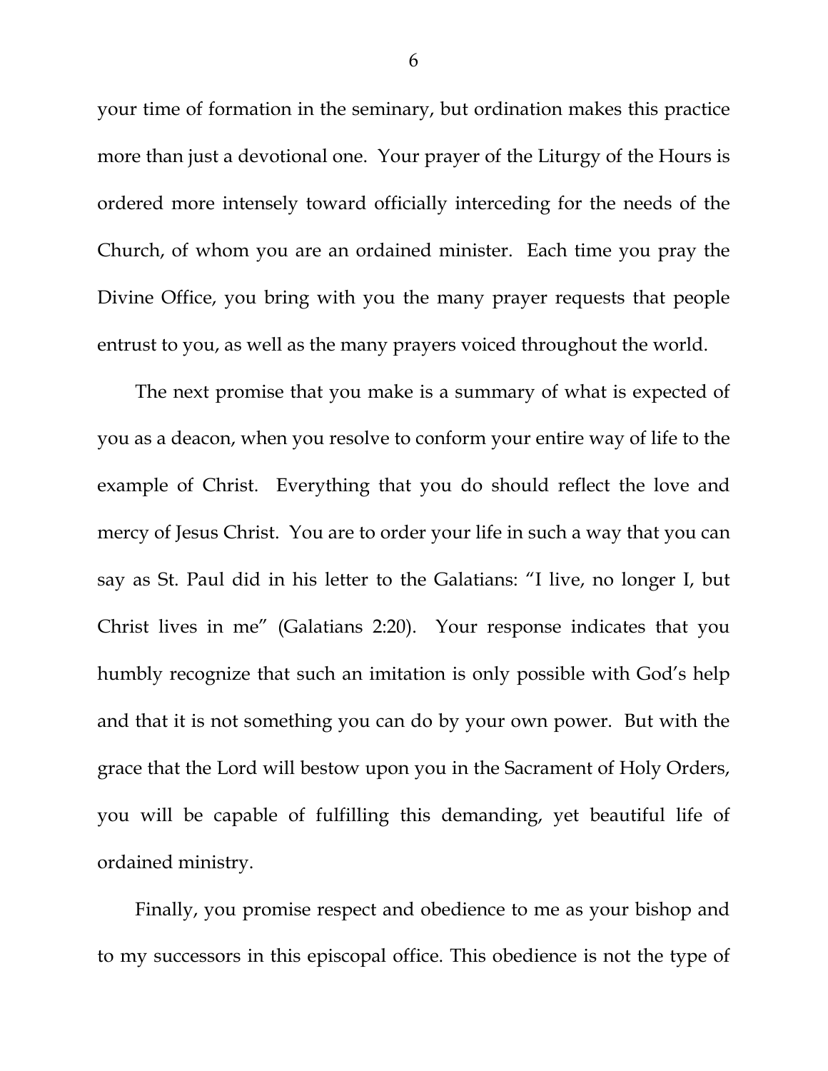your time of formation in the seminary, but ordination makes this practice more than just a devotional one. Your prayer of the Liturgy of the Hours is ordered more intensely toward officially interceding for the needs of the Church, of whom you are an ordained minister. Each time you pray the Divine Office, you bring with you the many prayer requests that people entrust to you, as well as the many prayers voiced throughout the world.

The next promise that you make is a summary of what is expected of you as a deacon, when you resolve to conform your entire way of life to the example of Christ. Everything that you do should reflect the love and mercy of Jesus Christ. You are to order your life in such a way that you can say as St. Paul did in his letter to the Galatians: "I live, no longer I, but Christ lives in me" (Galatians 2:20). Your response indicates that you humbly recognize that such an imitation is only possible with God's help and that it is not something you can do by your own power. But with the grace that the Lord will bestow upon you in the Sacrament of Holy Orders, you will be capable of fulfilling this demanding, yet beautiful life of ordained ministry.

Finally, you promise respect and obedience to me as your bishop and to my successors in this episcopal office. This obedience is not the type of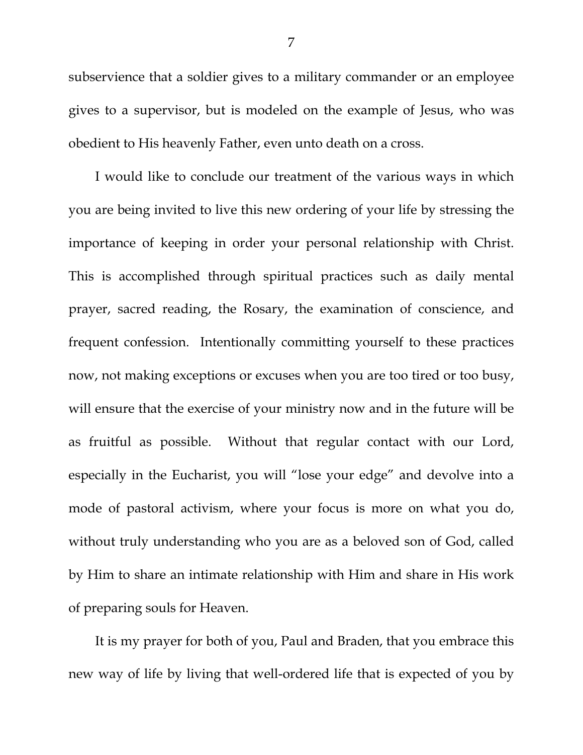subservience that a soldier gives to a military commander or an employee gives to a supervisor, but is modeled on the example of Jesus, who was obedient to His heavenly Father, even unto death on a cross.

I would like to conclude our treatment of the various ways in which you are being invited to live this new ordering of your life by stressing the importance of keeping in order your personal relationship with Christ. This is accomplished through spiritual practices such as daily mental prayer, sacred reading, the Rosary, the examination of conscience, and frequent confession. Intentionally committing yourself to these practices now, not making exceptions or excuses when you are too tired or too busy, will ensure that the exercise of your ministry now and in the future will be as fruitful as possible. Without that regular contact with our Lord, especially in the Eucharist, you will "lose your edge" and devolve into a mode of pastoral activism, where your focus is more on what you do, without truly understanding who you are as a beloved son of God, called by Him to share an intimate relationship with Him and share in His work of preparing souls for Heaven.

It is my prayer for both of you, Paul and Braden, that you embrace this new way of life by living that well-ordered life that is expected of you by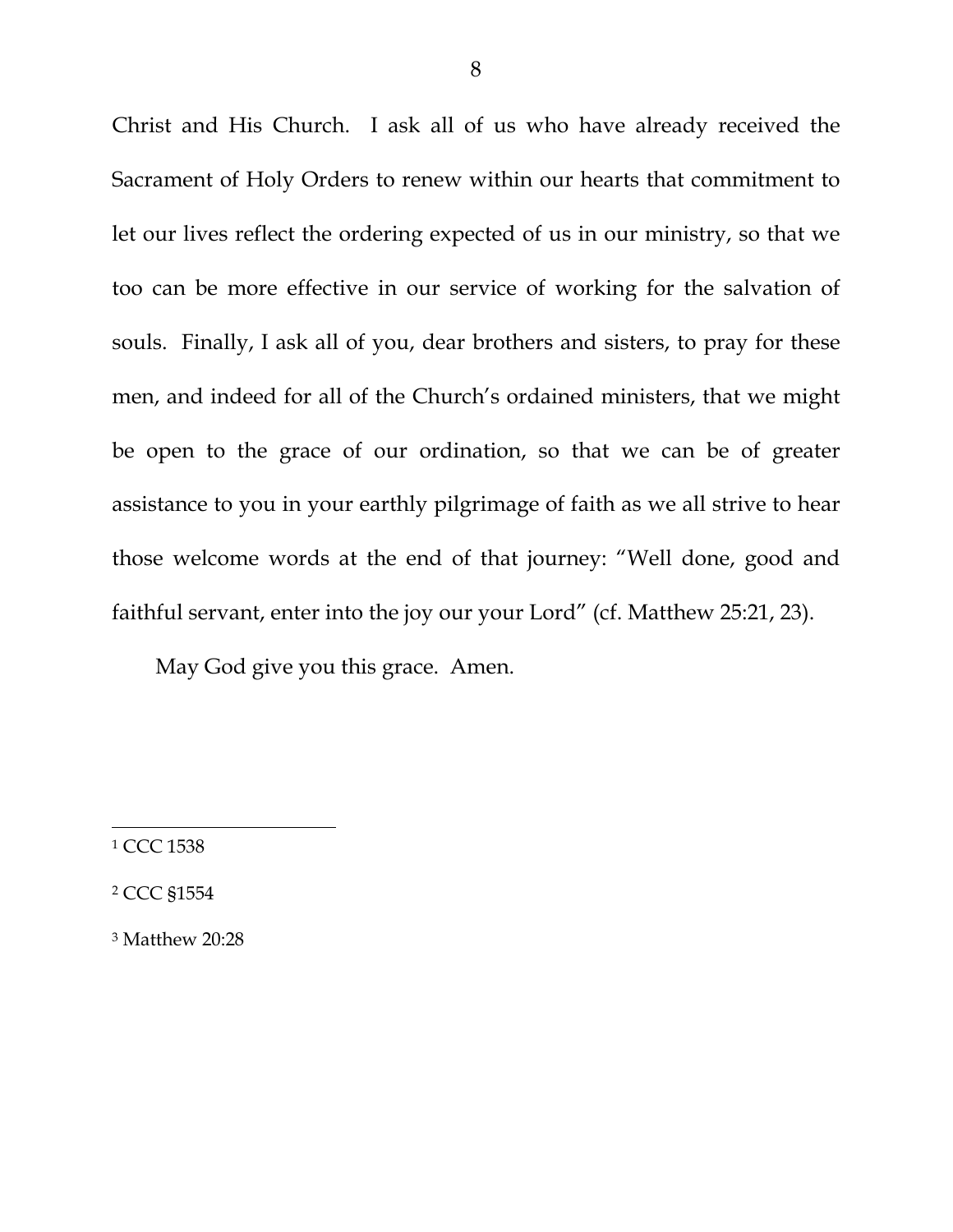Christ and His Church. I ask all of us who have already received the Sacrament of Holy Orders to renew within our hearts that commitment to let our lives reflect the ordering expected of us in our ministry, so that we too can be more effective in our service of working for the salvation of souls. Finally, I ask all of you, dear brothers and sisters, to pray for these men, and indeed for all of the Church's ordained ministers, that we might be open to the grace of our ordination, so that we can be of greater assistance to you in your earthly pilgrimage of faith as we all strive to hear those welcome words at the end of that journey: "Well done, good and faithful servant, enter into the joy our your Lord" (cf. Matthew 25:21, 23).

May God give you this grace. Amen.

---

[1] CCC 1538

[2] CCC §1554

[3] Matthew 20:28